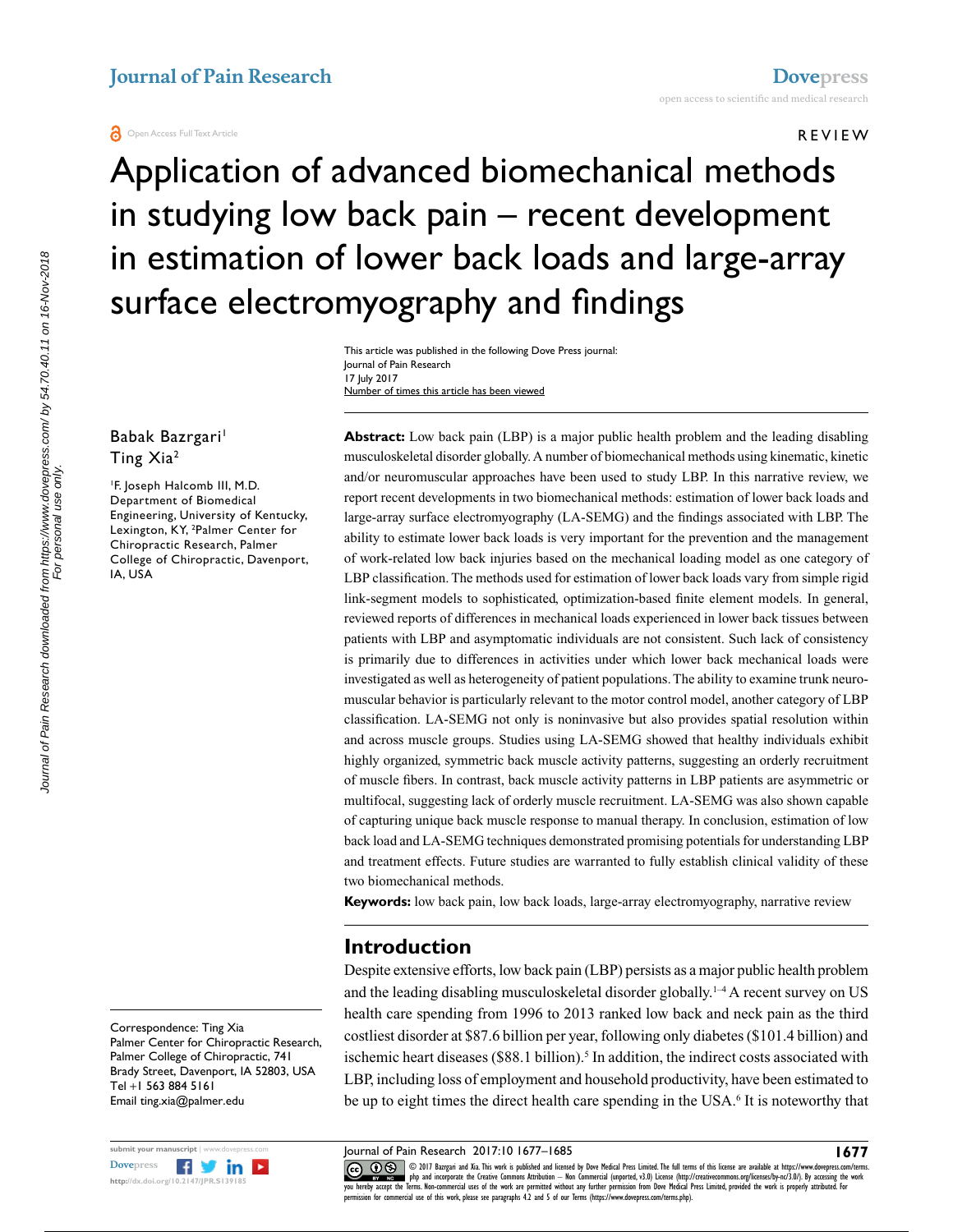REVIEW

# Application of advanced biomechanical methods in studying low back pain – recent development in estimation of lower back loads and large-array surface electromyography and findings

This article was published in the following Dove Press journal:
Journal of Pain Research
17 July 2017
Number of times this article has been viewed

Babak Bazrgari[1]
Ting Xia[2]

[1]F. Joseph Halcomb III, M.D. Department of Biomedical Engineering, University of Kentucky, Lexington, KY, [2]Palmer Center for Chiropractic Research, Palmer College of Chiropractic, Davenport, IA, USA

**Abstract:** Low back pain (LBP) is a major public health problem and the leading disabling musculoskeletal disorder globally. A number of biomechanical methods using kinematic, kinetic and/or neuromuscular approaches have been used to study LBP. In this narrative review, we report recent developments in two biomechanical methods: estimation of lower back loads and large-array surface electromyography (LA-SEMG) and the findings associated with LBP. The ability to estimate lower back loads is very important for the prevention and the management of work-related low back injuries based on the mechanical loading model as one category of LBP classification. The methods used for estimation of lower back loads vary from simple rigid link-segment models to sophisticated, optimization-based finite element models. In general, reviewed reports of differences in mechanical loads experienced in lower back tissues between patients with LBP and asymptomatic individuals are not consistent. Such lack of consistency is primarily due to differences in activities under which lower back mechanical loads were investigated as well as heterogeneity of patient populations. The ability to examine trunk neuromuscular behavior is particularly relevant to the motor control model, another category of LBP classification. LA-SEMG not only is noninvasive but also provides spatial resolution within and across muscle groups. Studies using LA-SEMG showed that healthy individuals exhibit highly organized, symmetric back muscle activity patterns, suggesting an orderly recruitment of muscle fibers. In contrast, back muscle activity patterns in LBP patients are asymmetric or multifocal, suggesting lack of orderly muscle recruitment. LA-SEMG was also shown capable of capturing unique back muscle response to manual therapy. In conclusion, estimation of low back load and LA-SEMG techniques demonstrated promising potentials for understanding LBP and treatment effects. Future studies are warranted to fully establish clinical validity of these two biomechanical methods.

**Keywords:** low back pain, low back loads, large-array electromyography, narrative review

## Introduction

Despite extensive efforts, low back pain (LBP) persists as a major public health problem and the leading disabling musculoskeletal disorder globally.[1–4] A recent survey on US health care spending from 1996 to 2013 ranked low back and neck pain as the third costliest disorder at $87.6 billion per year, following only diabetes ($101.4 billion) and ischemic heart diseases ($88.1 billion).[5] In addition, the indirect costs associated with LBP, including loss of employment and household productivity, have been estimated to be up to eight times the direct health care spending in the USA.[6] It is noteworthy that

Correspondence: Ting Xia
Palmer Center for Chiropractic Research, Palmer College of Chiropractic, 741 Brady Street, Davenport, IA 52803, USA
Tel +1 563 884 5161
Email ting.xia@palmer.edu

© 2017 Bazrgari and Xia. This work is published and licensed by Dove Medical Press Limited. The full terms of this license are available at https://www.dovepress.com/terms.php and incorporate the Creative Commons Attribution – Non Commercial (unported, v3.0) License (http://creativecommons.org/licenses/by-nc/3.0/). By accessing the work you hereby accept the Terms. Non-commercial uses of the work are permitted without any further permission from Dove Medical Press Limited, provided the work is properly attributed. For permission for commercial use of this work, please see paragraphs 4.2 and 5 of our Terms (https://www.dovepress.com/terms.php).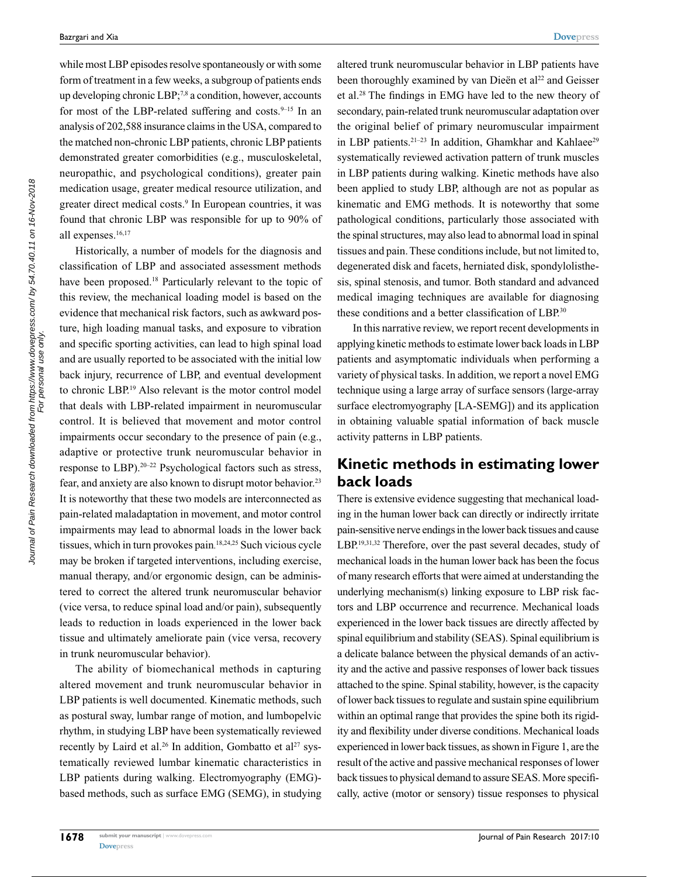while most LBP episodes resolve spontaneously or with some form of treatment in a few weeks, a subgroup of patients ends up developing chronic LBP;[7,8] a condition, however, accounts for most of the LBP-related suffering and costs.[9–15] In an analysis of 202,588 insurance claims in the USA, compared to the matched non-chronic LBP patients, chronic LBP patients demonstrated greater comorbidities (e.g., musculoskeletal, neuropathic, and psychological conditions), greater pain medication usage, greater medical resource utilization, and greater direct medical costs.[9] In European countries, it was found that chronic LBP was responsible for up to 90% of all expenses.[16,17]

Historically, a number of models for the diagnosis and classification of LBP and associated assessment methods have been proposed.[18] Particularly relevant to the topic of this review, the mechanical loading model is based on the evidence that mechanical risk factors, such as awkward posture, high loading manual tasks, and exposure to vibration and specific sporting activities, can lead to high spinal load and are usually reported to be associated with the initial low back injury, recurrence of LBP, and eventual development to chronic LBP.[19] Also relevant is the motor control model that deals with LBP-related impairment in neuromuscular control. It is believed that movement and motor control impairments occur secondary to the presence of pain (e.g., adaptive or protective trunk neuromuscular behavior in response to LBP).[20–22] Psychological factors such as stress, fear, and anxiety are also known to disrupt motor behavior.[23] It is noteworthy that these two models are interconnected as pain-related maladaptation in movement, and motor control impairments may lead to abnormal loads in the lower back tissues, which in turn provokes pain.[18,24,25] Such vicious cycle may be broken if targeted interventions, including exercise, manual therapy, and/or ergonomic design, can be administered to correct the altered trunk neuromuscular behavior (vice versa, to reduce spinal load and/or pain), subsequently leads to reduction in loads experienced in the lower back tissue and ultimately ameliorate pain (vice versa, recovery in trunk neuromuscular behavior).

The ability of biomechanical methods in capturing altered movement and trunk neuromuscular behavior in LBP patients is well documented. Kinematic methods, such as postural sway, lumbar range of motion, and lumbopelvic rhythm, in studying LBP have been systematically reviewed recently by Laird et al.[26] In addition, Gombatto et al[27] systematically reviewed lumbar kinematic characteristics in LBP patients during walking. Electromyography (EMG)-based methods, such as surface EMG (SEMG), in studying altered trunk neuromuscular behavior in LBP patients have been thoroughly examined by van Dieën et al[22] and Geisser et al.[28] The findings in EMG have led to the new theory of secondary, pain-related trunk neuromuscular adaptation over the original belief of primary neuromuscular impairment in LBP patients.[21–23] In addition, Ghamkhar and Kahlaee[29] systematically reviewed activation pattern of trunk muscles in LBP patients during walking. Kinetic methods have also been applied to study LBP, although are not as popular as kinematic and EMG methods. It is noteworthy that some pathological conditions, particularly those associated with the spinal structures, may also lead to abnormal load in spinal tissues and pain. These conditions include, but not limited to, degenerated disk and facets, herniated disk, spondylolisthesis, spinal stenosis, and tumor. Both standard and advanced medical imaging techniques are available for diagnosing these conditions and a better classification of LBP.[30]

In this narrative review, we report recent developments in applying kinetic methods to estimate lower back loads in LBP patients and asymptomatic individuals when performing a variety of physical tasks. In addition, we report a novel EMG technique using a large array of surface sensors (large-array surface electromyography [LA-SEMG]) and its application in obtaining valuable spatial information of back muscle activity patterns in LBP patients.

## Kinetic methods in estimating lower back loads

There is extensive evidence suggesting that mechanical loading in the human lower back can directly or indirectly irritate pain-sensitive nerve endings in the lower back tissues and cause LBP.[19,31,32] Therefore, over the past several decades, study of mechanical loads in the human lower back has been the focus of many research efforts that were aimed at understanding the underlying mechanism(s) linking exposure to LBP risk factors and LBP occurrence and recurrence. Mechanical loads experienced in the lower back tissues are directly affected by spinal equilibrium and stability (SEAS). Spinal equilibrium is a delicate balance between the physical demands of an activity and the active and passive responses of lower back tissues attached to the spine. Spinal stability, however, is the capacity of lower back tissues to regulate and sustain spine equilibrium within an optimal range that provides the spine both its rigidity and flexibility under diverse conditions. Mechanical loads experienced in lower back tissues, as shown in Figure 1, are the result of the active and passive mechanical responses of lower back tissues to physical demand to assure SEAS. More specifically, active (motor or sensory) tissue responses to physical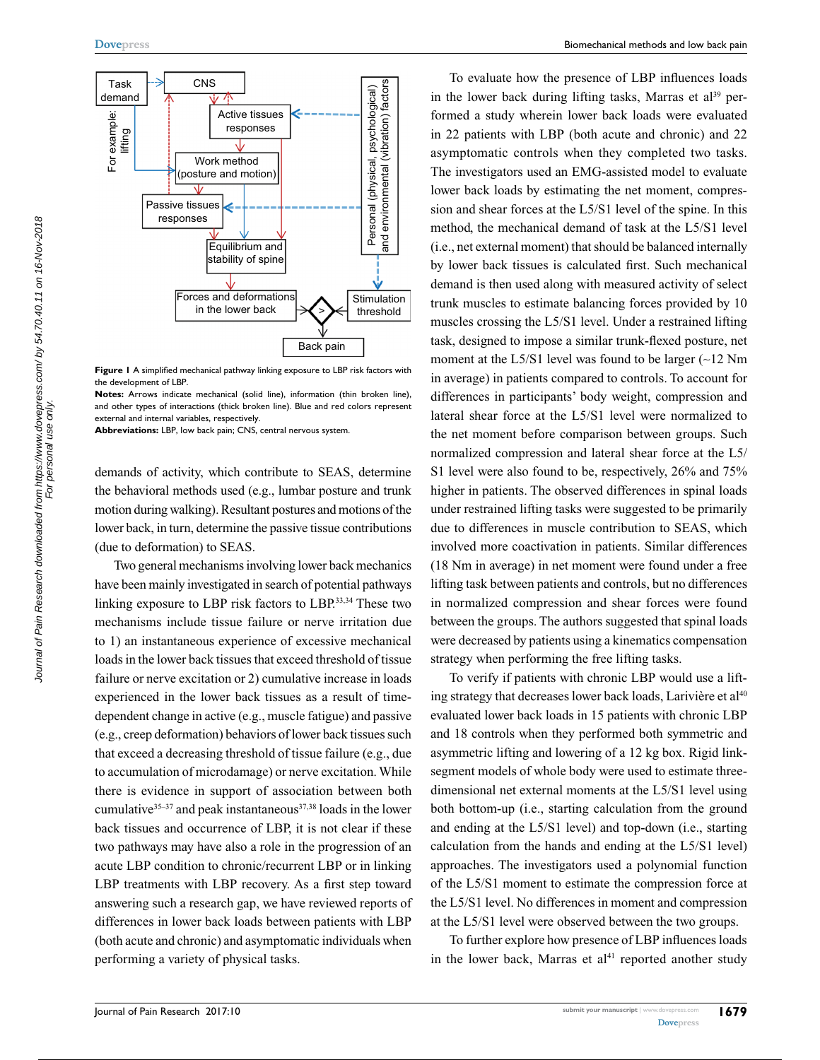Figure 1 A simplified mechanical pathway linking exposure to LBP risk factors with the development of LBP.

**Notes:** Arrows indicate mechanical (solid line), information (thin broken line), and other types of interactions (thick broken line). Blue and red colors represent external and internal variables, respectively.

**Abbreviations:** LBP, low back pain; CNS, central nervous system.

demands of activity, which contribute to SEAS, determine the behavioral methods used (e.g., lumbar posture and trunk motion during walking). Resultant postures and motions of the lower back, in turn, determine the passive tissue contributions (due to deformation) to SEAS.

Two general mechanisms involving lower back mechanics have been mainly investigated in search of potential pathways linking exposure to LBP risk factors to LBP.[33,34] These two mechanisms include tissue failure or nerve irritation due to 1) an instantaneous experience of excessive mechanical loads in the lower back tissues that exceed threshold of tissue failure or nerve excitation or 2) cumulative increase in loads experienced in the lower back tissues as a result of time-dependent change in active (e.g., muscle fatigue) and passive (e.g., creep deformation) behaviors of lower back tissues such that exceed a decreasing threshold of tissue failure (e.g., due to accumulation of microdamage) or nerve excitation. While there is evidence in support of association between both cumulative[35–37] and peak instantaneous[37,38] loads in the lower back tissues and occurrence of LBP, it is not clear if these two pathways may have also a role in the progression of an acute LBP condition to chronic/recurrent LBP or in linking LBP treatments with LBP recovery. As a first step toward answering such a research gap, we have reviewed reports of differences in lower back loads between patients with LBP (both acute and chronic) and asymptomatic individuals when performing a variety of physical tasks.

To evaluate how the presence of LBP influences loads in the lower back during lifting tasks, Marras et al[39] performed a study wherein lower back loads were evaluated in 22 patients with LBP (both acute and chronic) and 22 asymptomatic controls when they completed two tasks. The investigators used an EMG-assisted model to evaluate lower back loads by estimating the net moment, compression and shear forces at the L5/S1 level of the spine. In this method, the mechanical demand of task at the L5/S1 level (i.e., net external moment) that should be balanced internally by lower back tissues is calculated first. Such mechanical demand is then used along with measured activity of select trunk muscles to estimate balancing forces provided by 10 muscles crossing the L5/S1 level. Under a restrained lifting task, designed to impose a similar trunk-flexed posture, net moment at the L5/S1 level was found to be larger (~12 Nm in average) in patients compared to controls. To account for differences in participants' body weight, compression and lateral shear force at the L5/S1 level were normalized to the net moment before comparison between groups. Such normalized compression and lateral shear force at the L5/S1 level were also found to be, respectively, 26% and 75% higher in patients. The observed differences in spinal loads under restrained lifting tasks were suggested to be primarily due to differences in muscle contribution to SEAS, which involved more coactivation in patients. Similar differences (18 Nm in average) in net moment were found under a free lifting task between patients and controls, but no differences in normalized compression and shear forces were found between the groups. The authors suggested that spinal loads were decreased by patients using a kinematics compensation strategy when performing the free lifting tasks.

To verify if patients with chronic LBP would use a lifting strategy that decreases lower back loads, Larivière et al[40] evaluated lower back loads in 15 patients with chronic LBP and 18 controls when they performed both symmetric and asymmetric lifting and lowering of a 12 kg box. Rigid link-segment models of whole body were used to estimate three-dimensional net external moments at the L5/S1 level using both bottom-up (i.e., starting calculation from the ground and ending at the L5/S1 level) and top-down (i.e., starting calculation from the hands and ending at the L5/S1 level) approaches. The investigators used a polynomial function of the L5/S1 moment to estimate the compression force at the L5/S1 level. No differences in moment and compression at the L5/S1 level were observed between the two groups.

To further explore how presence of LBP influences loads in the lower back, Marras et al[41] reported another study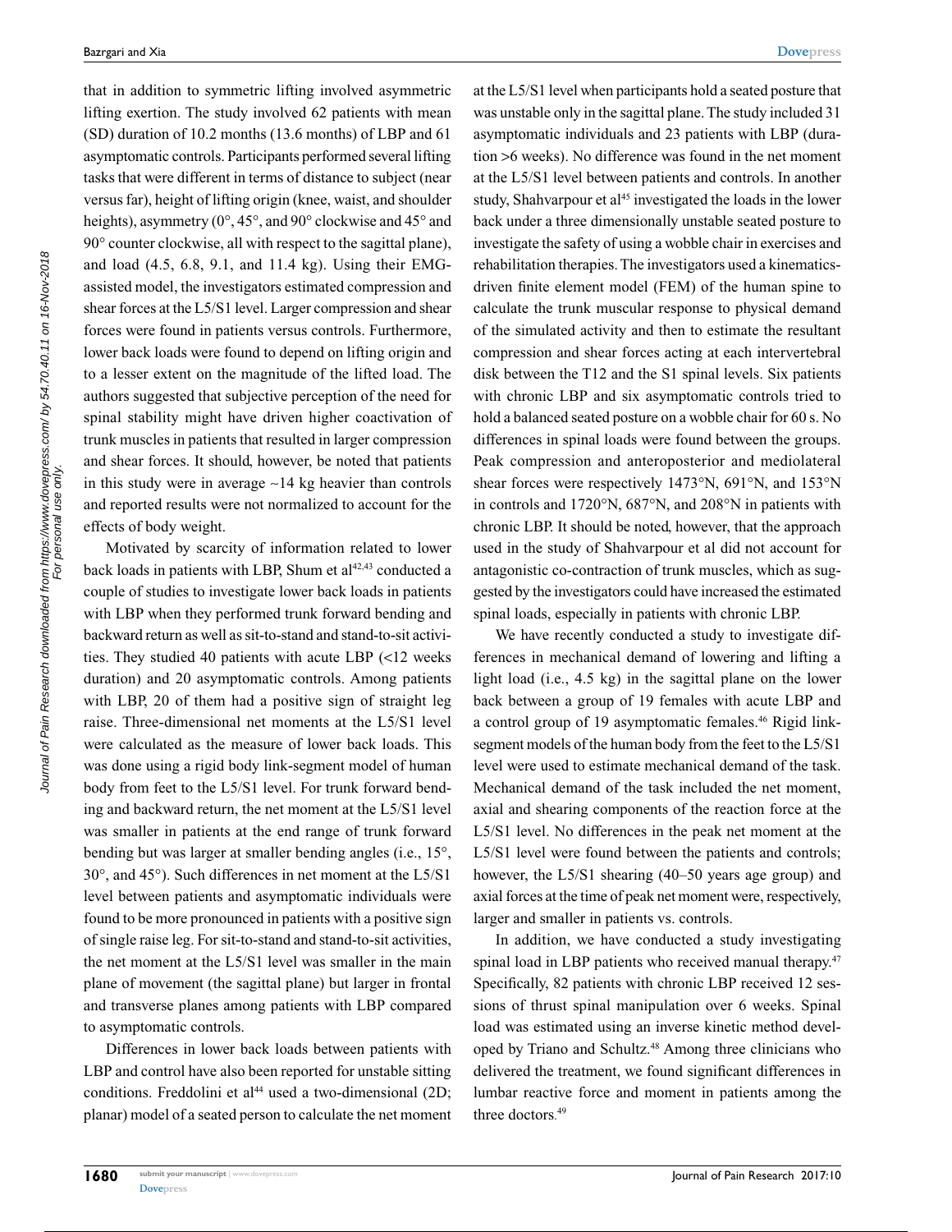that in addition to symmetric lifting involved asymmetric lifting exertion. The study involved 62 patients with mean (SD) duration of 10.2 months (13.6 months) of LBP and 61 asymptomatic controls. Participants performed several lifting tasks that were different in terms of distance to subject (near versus far), height of lifting origin (knee, waist, and shoulder heights), asymmetry (0°, 45°, and 90° clockwise and 45° and 90° counter clockwise, all with respect to the sagittal plane), and load (4.5, 6.8, 9.1, and 11.4 kg). Using their EMG-assisted model, the investigators estimated compression and shear forces at the L5/S1 level. Larger compression and shear forces were found in patients versus controls. Furthermore, lower back loads were found to depend on lifting origin and to a lesser extent on the magnitude of the lifted load. The authors suggested that subjective perception of the need for spinal stability might have driven higher coactivation of trunk muscles in patients that resulted in larger compression and shear forces. It should, however, be noted that patients in this study were in average ~14 kg heavier than controls and reported results were not normalized to account for the effects of body weight.

Motivated by scarcity of information related to lower back loads in patients with LBP, Shum et al[42,43] conducted a couple of studies to investigate lower back loads in patients with LBP when they performed trunk forward bending and backward return as well as sit-to-stand and stand-to-sit activities. They studied 40 patients with acute LBP (<12 weeks duration) and 20 asymptomatic controls. Among patients with LBP, 20 of them had a positive sign of straight leg raise. Three-dimensional net moments at the L5/S1 level were calculated as the measure of lower back loads. This was done using a rigid body link-segment model of human body from feet to the L5/S1 level. For trunk forward bending and backward return, the net moment at the L5/S1 level was smaller in patients at the end range of trunk forward bending but was larger at smaller bending angles (i.e., 15°, 30°, and 45°). Such differences in net moment at the L5/S1 level between patients and asymptomatic individuals were found to be more pronounced in patients with a positive sign of single raise leg. For sit-to-stand and stand-to-sit activities, the net moment at the L5/S1 level was smaller in the main plane of movement (the sagittal plane) but larger in frontal and transverse planes among patients with LBP compared to asymptomatic controls.

Differences in lower back loads between patients with LBP and control have also been reported for unstable sitting conditions. Freddolini et al[44] used a two-dimensional (2D; planar) model of a seated person to calculate the net moment at the L5/S1 level when participants hold a seated posture that was unstable only in the sagittal plane. The study included 31 asymptomatic individuals and 23 patients with LBP (duration >6 weeks). No difference was found in the net moment at the L5/S1 level between patients and controls. In another study, Shahvarpour et al[45] investigated the loads in the lower back under a three dimensionally unstable seated posture to investigate the safety of using a wobble chair in exercises and rehabilitation therapies. The investigators used a kinematics-driven finite element model (FEM) of the human spine to calculate the trunk muscular response to physical demand of the simulated activity and then to estimate the resultant compression and shear forces acting at each intervertebral disk between the T12 and the S1 spinal levels. Six patients with chronic LBP and six asymptomatic controls tried to hold a balanced seated posture on a wobble chair for 60 s. No differences in spinal loads were found between the groups. Peak compression and anteroposterior and mediolateral shear forces were respectively 1473°N, 691°N, and 153°N in controls and 1720°N, 687°N, and 208°N in patients with chronic LBP. It should be noted, however, that the approach used in the study of Shahvarpour et al did not account for antagonistic co-contraction of trunk muscles, which as suggested by the investigators could have increased the estimated spinal loads, especially in patients with chronic LBP.

We have recently conducted a study to investigate differences in mechanical demand of lowering and lifting a light load (i.e., 4.5 kg) in the sagittal plane on the lower back between a group of 19 females with acute LBP and a control group of 19 asymptomatic females.[46] Rigid link-segment models of the human body from the feet to the L5/S1 level were used to estimate mechanical demand of the task. Mechanical demand of the task included the net moment, axial and shearing components of the reaction force at the L5/S1 level. No differences in the peak net moment at the L5/S1 level were found between the patients and controls; however, the L5/S1 shearing (40–50 years age group) and axial forces at the time of peak net moment were, respectively, larger and smaller in patients vs. controls.

In addition, we have conducted a study investigating spinal load in LBP patients who received manual therapy.[47] Specifically, 82 patients with chronic LBP received 12 sessions of thrust spinal manipulation over 6 weeks. Spinal load was estimated using an inverse kinetic method developed by Triano and Schultz.[48] Among three clinicians who delivered the treatment, we found significant differences in lumbar reactive force and moment in patients among the three doctors.[49]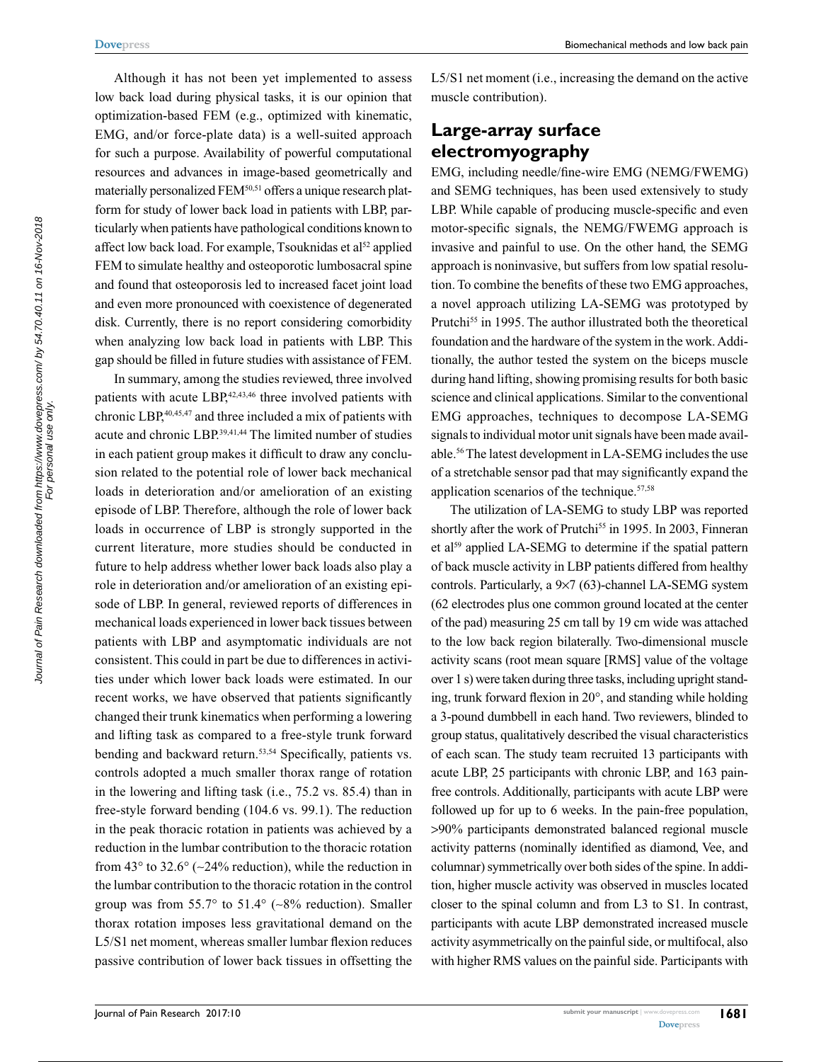Although it has not been yet implemented to assess low back load during physical tasks, it is our opinion that optimization-based FEM (e.g., optimized with kinematic, EMG, and/or force-plate data) is a well-suited approach for such a purpose. Availability of powerful computational resources and advances in image-based geometrically and materially personalized FEM[50,51] offers a unique research platform for study of lower back load in patients with LBP, particularly when patients have pathological conditions known to affect low back load. For example, Tsouknidas et al[52] applied FEM to simulate healthy and osteoporotic lumbosacral spine and found that osteoporosis led to increased facet joint load and even more pronounced with coexistence of degenerated disk. Currently, there is no report considering comorbidity when analyzing low back load in patients with LBP. This gap should be filled in future studies with assistance of FEM.

In summary, among the studies reviewed, three involved patients with acute LBP,[42,43,46] three involved patients with chronic LBP,[40,45,47] and three included a mix of patients with acute and chronic LBP.[39,41,44] The limited number of studies in each patient group makes it difficult to draw any conclusion related to the potential role of lower back mechanical loads in deterioration and/or amelioration of an existing episode of LBP. Therefore, although the role of lower back loads in occurrence of LBP is strongly supported in the current literature, more studies should be conducted in future to help address whether lower back loads also play a role in deterioration and/or amelioration of an existing episode of LBP. In general, reviewed reports of differences in mechanical loads experienced in lower back tissues between patients with LBP and asymptomatic individuals are not consistent. This could in part be due to differences in activities under which lower back loads were estimated. In our recent works, we have observed that patients significantly changed their trunk kinematics when performing a lowering and lifting task as compared to a free-style trunk forward bending and backward return.[53,54] Specifically, patients vs. controls adopted a much smaller thorax range of rotation in the lowering and lifting task (i.e., 75.2 vs. 85.4) than in free-style forward bending (104.6 vs. 99.1). The reduction in the peak thoracic rotation in patients was achieved by a reduction in the lumbar contribution to the thoracic rotation from 43° to 32.6° (~24% reduction), while the reduction in the lumbar contribution to the thoracic rotation in the control group was from 55.7° to 51.4° (~8% reduction). Smaller thorax rotation imposes less gravitational demand on the L5/S1 net moment, whereas smaller lumbar flexion reduces passive contribution of lower back tissues in offsetting the L5/S1 net moment (i.e., increasing the demand on the active muscle contribution).

## Large-array surface electromyography

EMG, including needle/fine-wire EMG (NEMG/FWEMG) and SEMG techniques, has been used extensively to study LBP. While capable of producing muscle-specific and even motor-specific signals, the NEMG/FWEMG approach is invasive and painful to use. On the other hand, the SEMG approach is noninvasive, but suffers from low spatial resolution. To combine the benefits of these two EMG approaches, a novel approach utilizing LA-SEMG was prototyped by Prutchi[55] in 1995. The author illustrated both the theoretical foundation and the hardware of the system in the work. Additionally, the author tested the system on the biceps muscle during hand lifting, showing promising results for both basic science and clinical applications. Similar to the conventional EMG approaches, techniques to decompose LA-SEMG signals to individual motor unit signals have been made available.[56] The latest development in LA-SEMG includes the use of a stretchable sensor pad that may significantly expand the application scenarios of the technique.[57,58]

The utilization of LA-SEMG to study LBP was reported shortly after the work of Prutchi[55] in 1995. In 2003, Finneran et al[59] applied LA-SEMG to determine if the spatial pattern of back muscle activity in LBP patients differed from healthy controls. Particularly, a 9×7 (63)-channel LA-SEMG system (62 electrodes plus one common ground located at the center of the pad) measuring 25 cm tall by 19 cm wide was attached to the low back region bilaterally. Two-dimensional muscle activity scans (root mean square [RMS] value of the voltage over 1 s) were taken during three tasks, including upright standing, trunk forward flexion in 20°, and standing while holding a 3-pound dumbbell in each hand. Two reviewers, blinded to group status, qualitatively described the visual characteristics of each scan. The study team recruited 13 participants with acute LBP, 25 participants with chronic LBP, and 163 pain-free controls. Additionally, participants with acute LBP were followed up for up to 6 weeks. In the pain-free population, >90% participants demonstrated balanced regional muscle activity patterns (nominally identified as diamond, Vee, and columnar) symmetrically over both sides of the spine. In addition, higher muscle activity was observed in muscles located closer to the spinal column and from L3 to S1. In contrast, participants with acute LBP demonstrated increased muscle activity asymmetrically on the painful side, or multifocal, also with higher RMS values on the painful side. Participants with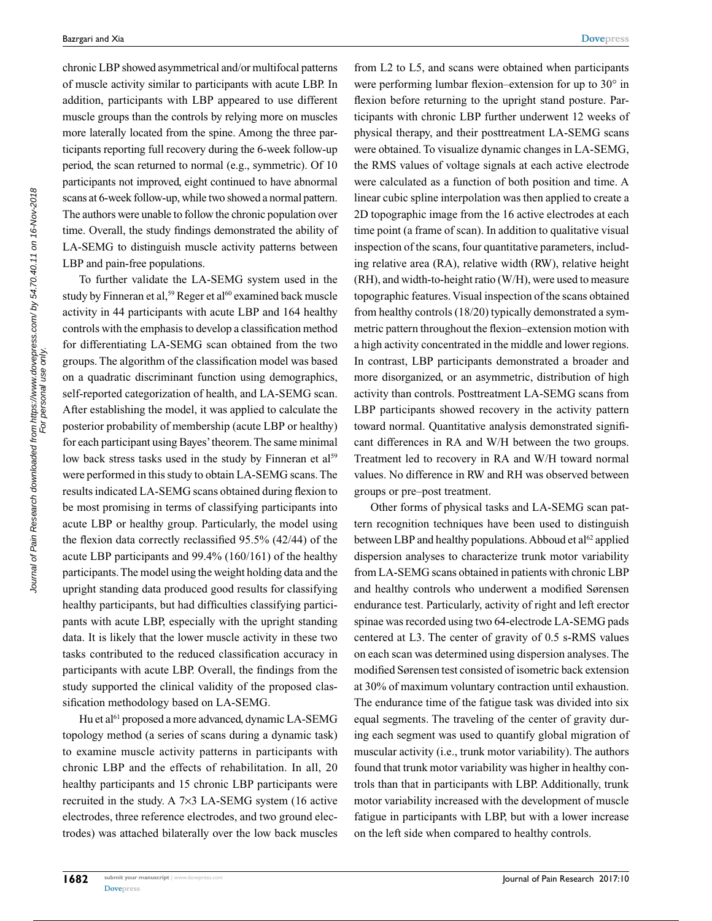chronic LBP showed asymmetrical and/or multifocal patterns of muscle activity similar to participants with acute LBP. In addition, participants with LBP appeared to use different muscle groups than the controls by relying more on muscles more laterally located from the spine. Among the three participants reporting full recovery during the 6-week follow-up period, the scan returned to normal (e.g., symmetric). Of 10 participants not improved, eight continued to have abnormal scans at 6-week follow-up, while two showed a normal pattern. The authors were unable to follow the chronic population over time. Overall, the study findings demonstrated the ability of LA-SEMG to distinguish muscle activity patterns between LBP and pain-free populations.

To further validate the LA-SEMG system used in the study by Finneran et al,[59] Reger et al[60] examined back muscle activity in 44 participants with acute LBP and 164 healthy controls with the emphasis to develop a classification method for differentiating LA-SEMG scan obtained from the two groups. The algorithm of the classification model was based on a quadratic discriminant function using demographics, self-reported categorization of health, and LA-SEMG scan. After establishing the model, it was applied to calculate the posterior probability of membership (acute LBP or healthy) for each participant using Bayes' theorem. The same minimal low back stress tasks used in the study by Finneran et al[59] were performed in this study to obtain LA-SEMG scans. The results indicated LA-SEMG scans obtained during flexion to be most promising in terms of classifying participants into acute LBP or healthy group. Particularly, the model using the flexion data correctly reclassified 95.5% (42/44) of the acute LBP participants and 99.4% (160/161) of the healthy participants. The model using the weight holding data and the upright standing data produced good results for classifying healthy participants, but had difficulties classifying participants with acute LBP, especially with the upright standing data. It is likely that the lower muscle activity in these two tasks contributed to the reduced classification accuracy in participants with acute LBP. Overall, the findings from the study supported the clinical validity of the proposed classification methodology based on LA-SEMG.

Hu et al[61] proposed a more advanced, dynamic LA-SEMG topology method (a series of scans during a dynamic task) to examine muscle activity patterns in participants with chronic LBP and the effects of rehabilitation. In all, 20 healthy participants and 15 chronic LBP participants were recruited in the study. A 7×3 LA-SEMG system (16 active electrodes, three reference electrodes, and two ground electrodes) was attached bilaterally over the low back muscles from L2 to L5, and scans were obtained when participants were performing lumbar flexion–extension for up to 30° in flexion before returning to the upright stand posture. Participants with chronic LBP further underwent 12 weeks of physical therapy, and their posttreatment LA-SEMG scans were obtained. To visualize dynamic changes in LA-SEMG, the RMS values of voltage signals at each active electrode were calculated as a function of both position and time. A linear cubic spline interpolation was then applied to create a 2D topographic image from the 16 active electrodes at each time point (a frame of scan). In addition to qualitative visual inspection of the scans, four quantitative parameters, including relative area (RA), relative width (RW), relative height (RH), and width-to-height ratio (W/H), were used to measure topographic features. Visual inspection of the scans obtained from healthy controls (18/20) typically demonstrated a symmetric pattern throughout the flexion–extension motion with a high activity concentrated in the middle and lower regions. In contrast, LBP participants demonstrated a broader and more disorganized, or an asymmetric, distribution of high activity than controls. Posttreatment LA-SEMG scans from LBP participants showed recovery in the activity pattern toward normal. Quantitative analysis demonstrated significant differences in RA and W/H between the two groups. Treatment led to recovery in RA and W/H toward normal values. No difference in RW and RH was observed between groups or pre–post treatment.

Other forms of physical tasks and LA-SEMG scan pattern recognition techniques have been used to distinguish between LBP and healthy populations. Abboud et al[62] applied dispersion analyses to characterize trunk motor variability from LA-SEMG scans obtained in patients with chronic LBP and healthy controls who underwent a modified Sørensen endurance test. Particularly, activity of right and left erector spinae was recorded using two 64-electrode LA-SEMG pads centered at L3. The center of gravity of 0.5 s-RMS values on each scan was determined using dispersion analyses. The modified Sørensen test consisted of isometric back extension at 30% of maximum voluntary contraction until exhaustion. The endurance time of the fatigue task was divided into six equal segments. The traveling of the center of gravity during each segment was used to quantify global migration of muscular activity (i.e., trunk motor variability). The authors found that trunk motor variability was higher in healthy controls than that in participants with LBP. Additionally, trunk motor variability increased with the development of muscle fatigue in participants with LBP, but with a lower increase on the left side when compared to healthy controls.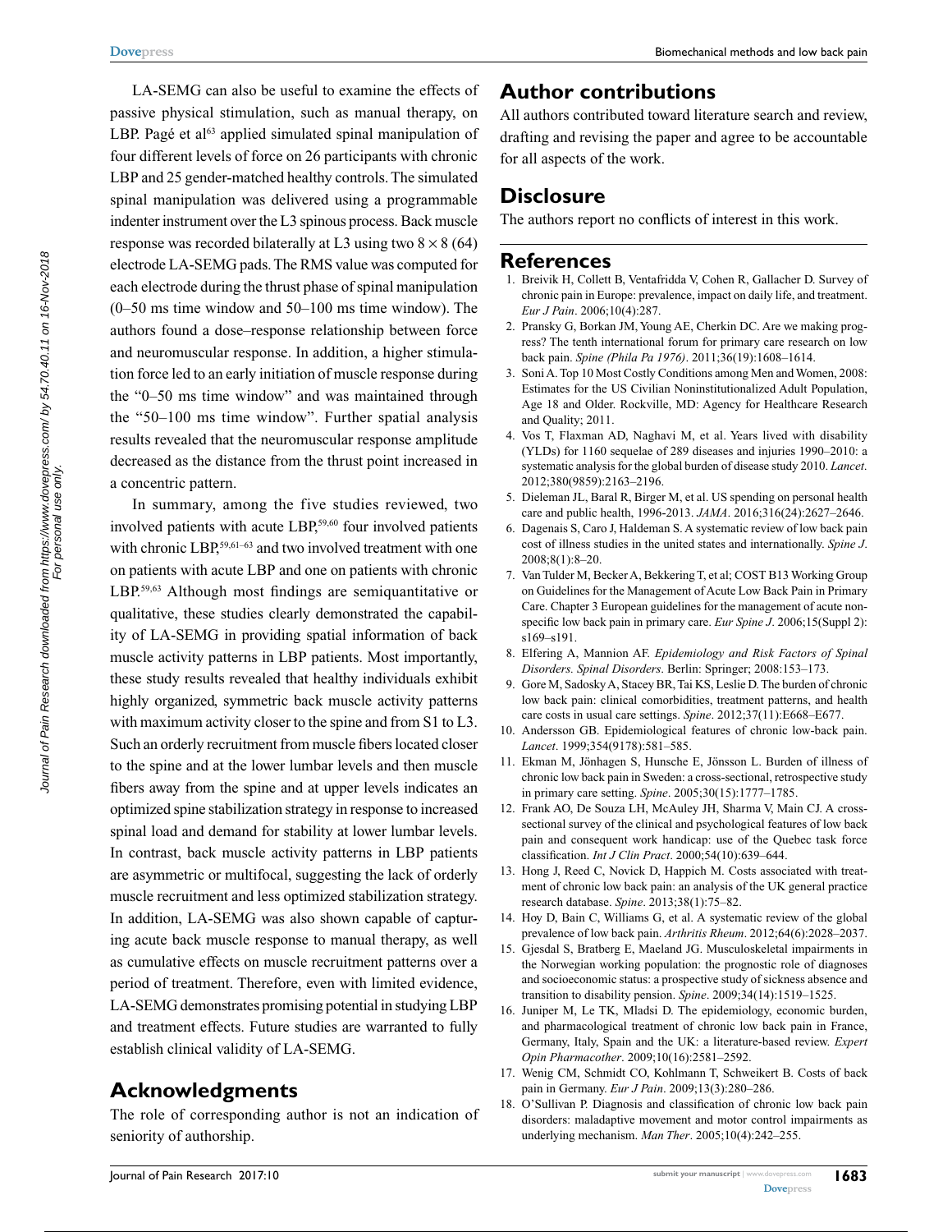LA-SEMG can also be useful to examine the effects of passive physical stimulation, such as manual therapy, on LBP. Pagé et al[63] applied simulated spinal manipulation of four different levels of force on 26 participants with chronic LBP and 25 gender-matched healthy controls. The simulated spinal manipulation was delivered using a programmable indenter instrument over the L3 spinous process. Back muscle response was recorded bilaterally at L3 using two $8 \times 8$ (64) electrode LA-SEMG pads. The RMS value was computed for each electrode during the thrust phase of spinal manipulation (0–50 ms time window and 50–100 ms time window). The authors found a dose–response relationship between force and neuromuscular response. In addition, a higher stimulation force led to an early initiation of muscle response during the "0–50 ms time window" and was maintained through the "50–100 ms time window". Further spatial analysis results revealed that the neuromuscular response amplitude decreased as the distance from the thrust point increased in a concentric pattern.

In summary, among the five studies reviewed, two involved patients with acute LBP,[59,60] four involved patients with chronic LBP,[59,61–63] and two involved treatment with one on patients with acute LBP and one on patients with chronic LBP.[59,63] Although most findings are semiquantitative or qualitative, these studies clearly demonstrated the capability of LA-SEMG in providing spatial information of back muscle activity patterns in LBP patients. Most importantly, these study results revealed that healthy individuals exhibit highly organized, symmetric back muscle activity patterns with maximum activity closer to the spine and from S1 to L3. Such an orderly recruitment from muscle fibers located closer to the spine and at the lower lumbar levels and then muscle fibers away from the spine and at upper levels indicates an optimized spine stabilization strategy in response to increased spinal load and demand for stability at lower lumbar levels. In contrast, back muscle activity patterns in LBP patients are asymmetric or multifocal, suggesting the lack of orderly muscle recruitment and less optimized stabilization strategy. In addition, LA-SEMG was also shown capable of capturing acute back muscle response to manual therapy, as well as cumulative effects on muscle recruitment patterns over a period of treatment. Therefore, even with limited evidence, LA-SEMG demonstrates promising potential in studying LBP and treatment effects. Future studies are warranted to fully establish clinical validity of LA-SEMG.

## Acknowledgments

The role of corresponding author is not an indication of seniority of authorship.

## Author contributions

All authors contributed toward literature search and review, drafting and revising the paper and agree to be accountable for all aspects of the work.

## Disclosure

The authors report no conflicts of interest in this work.

## References

1. Breivik H, Collett B, Ventafridda V, Cohen R, Gallacher D. Survey of chronic pain in Europe: prevalence, impact on daily life, and treatment. *Eur J Pain*. 2006;10(4):287.
2. Pransky G, Borkan JM, Young AE, Cherkin DC. Are we making progress? The tenth international forum for primary care research on low back pain. *Spine (Phila Pa 1976)*. 2011;36(19):1608–1614.
3. Soni A. Top 10 Most Costly Conditions among Men and Women, 2008: Estimates for the US Civilian Noninstitutionalized Adult Population, Age 18 and Older. Rockville, MD: Agency for Healthcare Research and Quality; 2011.
4. Vos T, Flaxman AD, Naghavi M, et al. Years lived with disability (YLDs) for 1160 sequelae of 289 diseases and injuries 1990–2010: a systematic analysis for the global burden of disease study 2010. *Lancet*. 2012;380(9859):2163–2196.
5. Dieleman JL, Baral R, Birger M, et al. US spending on personal health care and public health, 1996-2013. *JAMA*. 2016;316(24):2627–2646.
6. Dagenais S, Caro J, Haldeman S. A systematic review of low back pain cost of illness studies in the united states and internationally. *Spine J*. 2008;8(1):8–20.
7. Van Tulder M, Becker A, Bekkering T, et al; COST B13 Working Group on Guidelines for the Management of Acute Low Back Pain in Primary Care. Chapter 3 European guidelines for the management of acute nonspecific low back pain in primary care. *Eur Spine J*. 2006;15(Suppl 2): s169–s191.
8. Elfering A, Mannion AF. *Epidemiology and Risk Factors of Spinal Disorders. Spinal Disorders*. Berlin: Springer; 2008:153–173.
9. Gore M, Sadosky A, Stacey BR, Tai KS, Leslie D. The burden of chronic low back pain: clinical comorbidities, treatment patterns, and health care costs in usual care settings. *Spine*. 2012;37(11):E668–E677.
10. Andersson GB. Epidemiological features of chronic low-back pain. *Lancet*. 1999;354(9178):581–585.
11. Ekman M, Jönhagen S, Hunsche E, Jönsson L. Burden of illness of chronic low back pain in Sweden: a cross-sectional, retrospective study in primary care setting. *Spine*. 2005;30(15):1777–1785.
12. Frank AO, De Souza LH, McAuley JH, Sharma V, Main CJ. A cross-sectional survey of the clinical and psychological features of low back pain and consequent work handicap: use of the Quebec task force classification. *Int J Clin Pract*. 2000;54(10):639–644.
13. Hong J, Reed C, Novick D, Happich M. Costs associated with treatment of chronic low back pain: an analysis of the UK general practice research database. *Spine*. 2013;38(1):75–82.
14. Hoy D, Bain C, Williams G, et al. A systematic review of the global prevalence of low back pain. *Arthritis Rheum*. 2012;64(6):2028–2037.
15. Gjesdal S, Bratberg E, Maeland JG. Musculoskeletal impairments in the Norwegian working population: the prognostic role of diagnoses and socioeconomic status: a prospective study of sickness absence and transition to disability pension. *Spine*. 2009;34(14):1519–1525.
16. Juniper M, Le TK, Mladsi D. The epidemiology, economic burden, and pharmacological treatment of chronic low back pain in France, Germany, Italy, Spain and the UK: a literature-based review. *Expert Opin Pharmacother*. 2009;10(16):2581–2592.
17. Wenig CM, Schmidt CO, Kohlmann T, Schweikert B. Costs of back pain in Germany. *Eur J Pain*. 2009;13(3):280–286.
18. O'Sullivan P. Diagnosis and classification of chronic low back pain disorders: maladaptive movement and motor control impairments as underlying mechanism. *Man Ther*. 2005;10(4):242–255.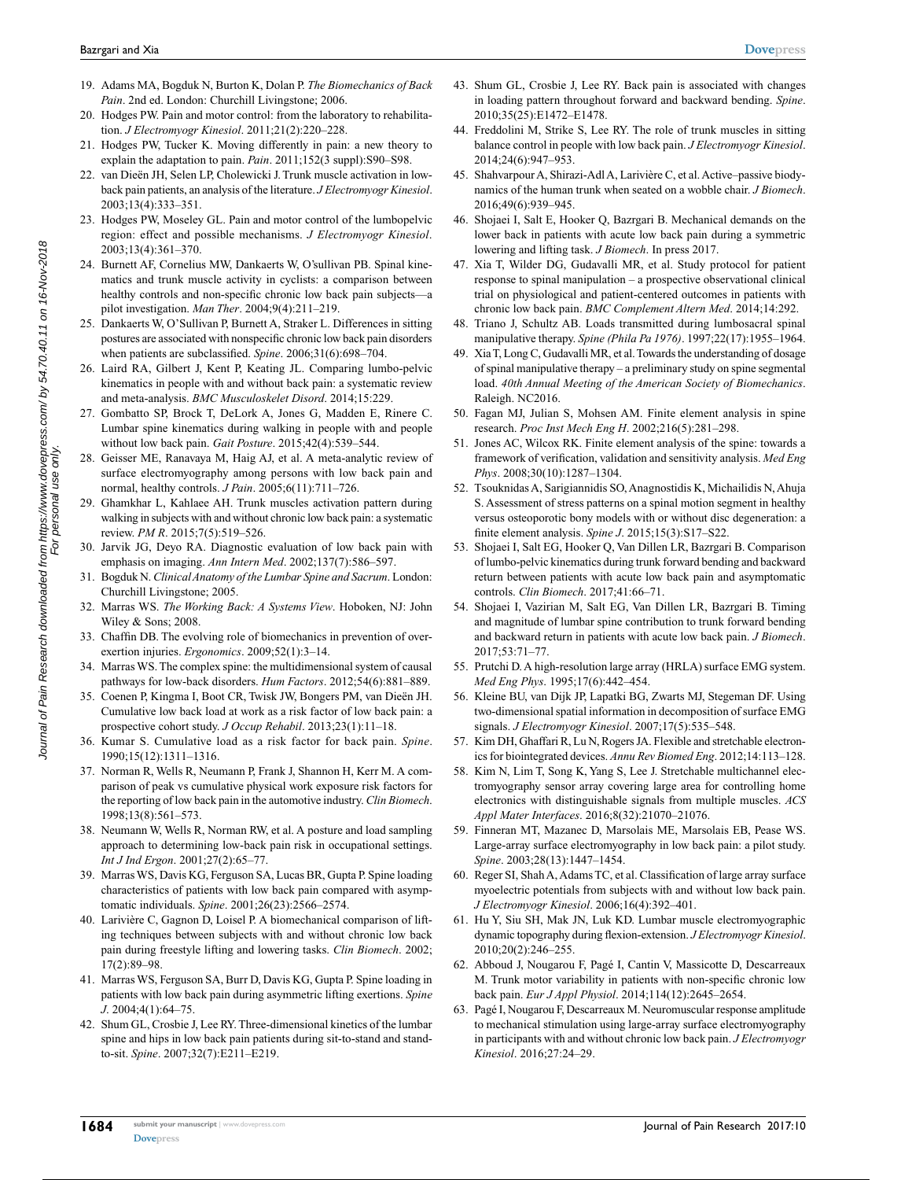19. Adams MA, Bogduk N, Burton K, Dolan P. *The Biomechanics of Back Pain*. 2nd ed. London: Churchill Livingstone; 2006.
20. Hodges PW. Pain and motor control: from the laboratory to rehabilitation. *J Electromyogr Kinesiol*. 2011;21(2):220–228.
21. Hodges PW, Tucker K. Moving differently in pain: a new theory to explain the adaptation to pain. *Pain*. 2011;152(3 suppl):S90–S98.
22. van Dieën JH, Selen LP, Cholewicki J. Trunk muscle activation in low-back pain patients, an analysis of the literature. *J Electromyogr Kinesiol*. 2003;13(4):333–351.
23. Hodges PW, Moseley GL. Pain and motor control of the lumbopelvic region: effect and possible mechanisms. *J Electromyogr Kinesiol*. 2003;13(4):361–370.
24. Burnett AF, Cornelius MW, Dankaerts W, O'sullivan PB. Spinal kinematics and trunk muscle activity in cyclists: a comparison between healthy controls and non-specific chronic low back pain subjects—a pilot investigation. *Man Ther*. 2004;9(4):211–219.
25. Dankaerts W, O'Sullivan P, Burnett A, Straker L. Differences in sitting postures are associated with nonspecific chronic low back pain disorders when patients are subclassified. *Spine*. 2006;31(6):698–704.
26. Laird RA, Gilbert J, Kent P, Keating JL. Comparing lumbo-pelvic kinematics in people with and without back pain: a systematic review and meta-analysis. *BMC Musculoskelet Disord*. 2014;15:229.
27. Gombatto SP, Brock T, DeLork A, Jones G, Madden E, Rinere C. Lumbar spine kinematics during walking in people with and people without low back pain. *Gait Posture*. 2015;42(4):539–544.
28. Geisser ME, Ranavaya M, Haig AJ, et al. A meta-analytic review of surface electromyography among persons with low back pain and normal, healthy controls. *J Pain*. 2005;6(11):711–726.
29. Ghamkhar L, Kahlaee AH. Trunk muscles activation pattern during walking in subjects with and without chronic low back pain: a systematic review. *PM R*. 2015;7(5):519–526.
30. Jarvik JG, Deyo RA. Diagnostic evaluation of low back pain with emphasis on imaging. *Ann Intern Med*. 2002;137(7):586–597.
31. Bogduk N. *Clinical Anatomy of the Lumbar Spine and Sacrum*. London: Churchill Livingstone; 2005.
32. Marras WS. *The Working Back: A Systems View*. Hoboken, NJ: John Wiley & Sons; 2008.
33. Chaffin DB. The evolving role of biomechanics in prevention of overexertion injuries. *Ergonomics*. 2009;52(1):3–14.
34. Marras WS. The complex spine: the multidimensional system of causal pathways for low-back disorders. *Hum Factors*. 2012;54(6):881–889.
35. Coenen P, Kingma I, Boot CR, Twisk JW, Bongers PM, van Dieën JH. Cumulative low back load at work as a risk factor of low back pain: a prospective cohort study. *J Occup Rehabil*. 2013;23(1):11–18.
36. Kumar S. Cumulative load as a risk factor for back pain. *Spine*. 1990;15(12):1311–1316.
37. Norman R, Wells R, Neumann P, Frank J, Shannon H, Kerr M. A comparison of peak vs cumulative physical work exposure risk factors for the reporting of low back pain in the automotive industry. *Clin Biomech*. 1998;13(8):561–573.
38. Neumann W, Wells R, Norman RW, et al. A posture and load sampling approach to determining low-back pain risk in occupational settings. *Int J Ind Ergon*. 2001;27(2):65–77.
39. Marras WS, Davis KG, Ferguson SA, Lucas BR, Gupta P. Spine loading characteristics of patients with low back pain compared with asymptomatic individuals. *Spine*. 2001;26(23):2566–2574.
40. Larivière C, Gagnon D, Loisel P. A biomechanical comparison of lifting techniques between subjects with and without chronic low back pain during freestyle lifting and lowering tasks. *Clin Biomech*. 2002; 17(2):89–98.
41. Marras WS, Ferguson SA, Burr D, Davis KG, Gupta P. Spine loading in patients with low back pain during asymmetric lifting exertions. *Spine J*. 2004;4(1):64–75.
42. Shum GL, Crosbie J, Lee RY. Three-dimensional kinetics of the lumbar spine and hips in low back pain patients during sit-to-stand and stand-to-sit. *Spine*. 2007;32(7):E211–E219.
43. Shum GL, Crosbie J, Lee RY. Back pain is associated with changes in loading pattern throughout forward and backward bending. *Spine*. 2010;35(25):E1472–E1478.
44. Freddolini M, Strike S, Lee RY. The role of trunk muscles in sitting balance control in people with low back pain. *J Electromyogr Kinesiol*. 2014;24(6):947–953.
45. Shahvarpour A, Shirazi-Adl A, Larivière C, et al. Active–passive biodynamics of the human trunk when seated on a wobble chair. *J Biomech*. 2016;49(6):939–945.
46. Shojaei I, Salt E, Hooker Q, Bazrgari B. Mechanical demands on the lower back in patients with acute low back pain during a symmetric lowering and lifting task. *J Biomech*. In press 2017.
47. Xia T, Wilder DG, Gudavalli MR, et al. Study protocol for patient response to spinal manipulation – a prospective observational clinical trial on physiological and patient-centered outcomes in patients with chronic low back pain. *BMC Complement Altern Med*. 2014;14:292.
48. Triano J, Schultz AB. Loads transmitted during lumbosacral spinal manipulative therapy. *Spine (Phila Pa 1976)*. 1997;22(17):1955–1964.
49. Xia T, Long C, Gudavalli MR, et al. Towards the understanding of dosage of spinal manipulative therapy – a preliminary study on spine segmental load. *40th Annual Meeting of the American Society of Biomechanics*. Raleigh. NC2016.
50. Fagan MJ, Julian S, Mohsen AM. Finite element analysis in spine research. *Proc Inst Mech Eng H*. 2002;216(5):281–298.
51. Jones AC, Wilcox RK. Finite element analysis of the spine: towards a framework of verification, validation and sensitivity analysis. *Med Eng Phys*. 2008;30(10):1287–1304.
52. Tsouknidas A, Sarigiannidis SO, Anagnostidis K, Michailidis N, Ahuja S. Assessment of stress patterns on a spinal motion segment in healthy versus osteoporotic bony models with or without disc degeneration: a finite element analysis. *Spine J*. 2015;15(3):S17–S22.
53. Shojaei I, Salt EG, Hooker Q, Van Dillen LR, Bazrgari B. Comparison of lumbo-pelvic kinematics during trunk forward bending and backward return between patients with acute low back pain and asymptomatic controls. *Clin Biomech*. 2017;41:66–71.
54. Shojaei I, Vazirian M, Salt EG, Van Dillen LR, Bazrgari B. Timing and magnitude of lumbar spine contribution to trunk forward bending and backward return in patients with acute low back pain. *J Biomech*. 2017;53:71–77.
55. Prutchi D. A high-resolution large array (HRLA) surface EMG system. *Med Eng Phys*. 1995;17(6):442–454.
56. Kleine BU, van Dijk JP, Lapatki BG, Zwarts MJ, Stegeman DF. Using two-dimensional spatial information in decomposition of surface EMG signals. *J Electromyogr Kinesiol*. 2007;17(5):535–548.
57. Kim DH, Ghaffari R, Lu N, Rogers JA. Flexible and stretchable electronics for biointegrated devices. *Annu Rev Biomed Eng*. 2012;14:113–128.
58. Kim N, Lim T, Song K, Yang S, Lee J. Stretchable multichannel electromyography sensor array covering large area for controlling home electronics with distinguishable signals from multiple muscles. *ACS Appl Mater Interfaces*. 2016;8(32):21070–21076.
59. Finneran MT, Mazanec D, Marsolais ME, Marsolais EB, Pease WS. Large-array surface electromyography in low back pain: a pilot study. *Spine*. 2003;28(13):1447–1454.
60. Reger SI, Shah A, Adams TC, et al. Classification of large array surface myoelectric potentials from subjects with and without low back pain. *J Electromyogr Kinesiol*. 2006;16(4):392–401.
61. Hu Y, Siu SH, Mak JN, Luk KD. Lumbar muscle electromyographic dynamic topography during flexion-extension. *J Electromyogr Kinesiol*. 2010;20(2):246–255.
62. Abboud J, Nougarou F, Pagé I, Cantin V, Massicotte D, Descarreaux M. Trunk motor variability in patients with non-specific chronic low back pain. *Eur J Appl Physiol*. 2014;114(12):2645–2654.
63. Pagé I, Nougarou F, Descarreaux M. Neuromuscular response amplitude to mechanical stimulation using large-array surface electromyography in participants with and without chronic low back pain. *J Electromyogr Kinesiol*. 2016;27:24–29.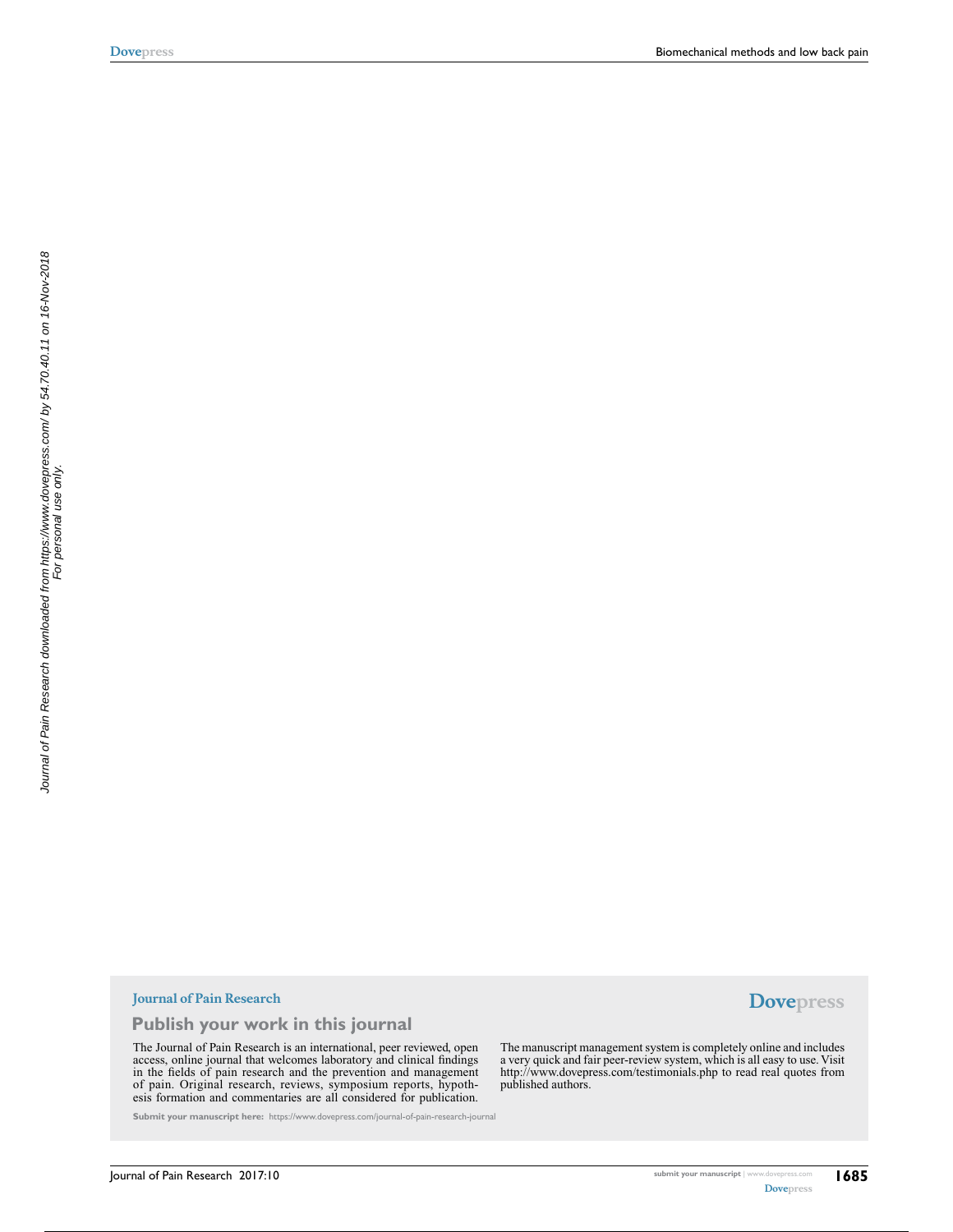**Journal of Pain Research**

**Dovepress**

## Publish your work in this journal

The Journal of Pain Research is an international, peer reviewed, open access, online journal that welcomes laboratory and clinical findings in the fields of pain research and the prevention and management of pain. Original research, reviews, symposium reports, hypothesis formation and commentaries are all considered for publication. The manuscript management system is completely online and includes a very quick and fair peer-review system, which is all easy to use. Visit http://www.dovepress.com/testimonials.php to read real quotes from published authors.

**Submit your manuscript here:** https://www.dovepress.com/journal-of-pain-research-journal